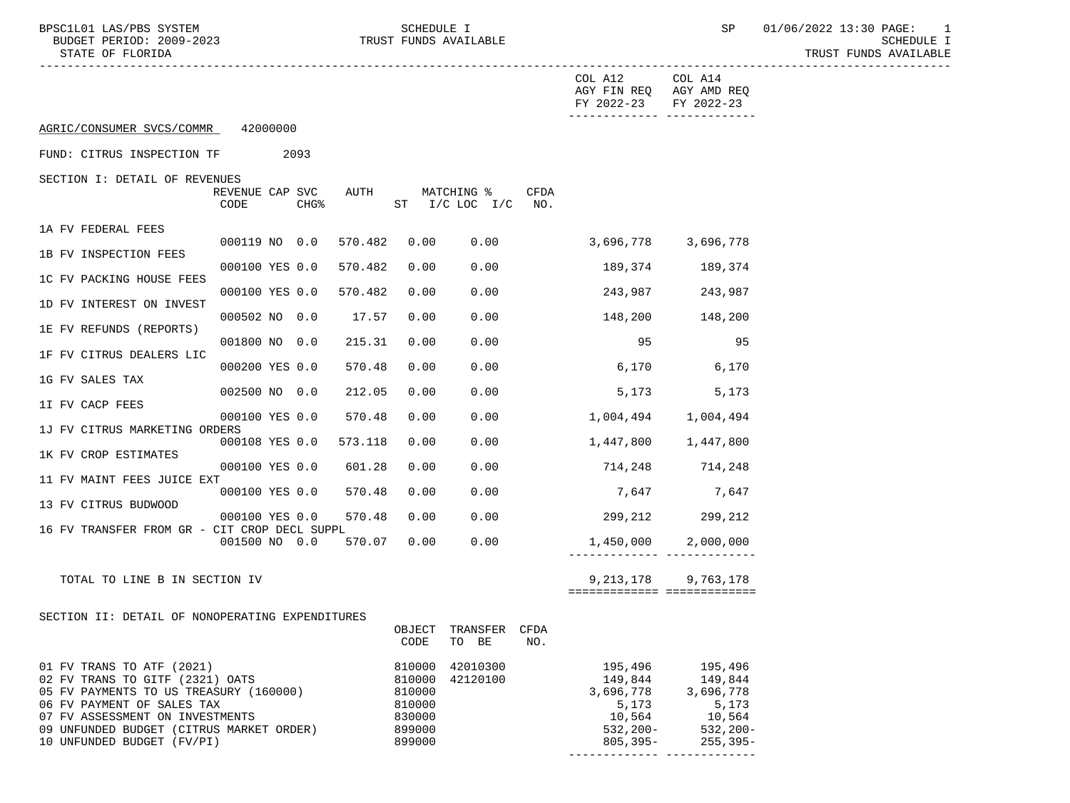BPSC1L01 LAS/PBS SYSTEM — SCHEDULE I — TRUST FUNDS AVAILABLE

BUDGET PERIOD: 2009-2023

STATE OF FLORIDA

SP 01/06/2022 13:30

AGRIC/CONSUMER SVCS/COMMR 42000000

FUND: CITRUS INSPECTION TF 2093

## SECTION I: DETAIL OF REVENUES

| | REVENUE CODE | CAP | SVC CHG% | AUTH ST | MATCHING % I/C LOC | I/C | CFDA NO. | COL A12 AGY FIN REQ FY 2022-23 | COL A14 AGY AMD REQ FY 2022-23 |
|---|---|---|---|---|---|---|---|---|---|
| 1A FV FEDERAL FEES | 000119 | NO | 0.0 | 570.482 | 0.00 | 0.00 | | 3,696,778 | 3,696,778 |
| 1B FV INSPECTION FEES | 000100 | YES | 0.0 | 570.482 | 0.00 | 0.00 | | 189,374 | 189,374 |
| 1C FV PACKING HOUSE FEES | 000100 | YES | 0.0 | 570.482 | 0.00 | 0.00 | | 243,987 | 243,987 |
| 1D FV INTEREST ON INVEST | 000502 | NO | 0.0 | 17.57 | 0.00 | 0.00 | | 148,200 | 148,200 |
| 1E FV REFUNDS (REPORTS) | 001800 | NO | 0.0 | 215.31 | 0.00 | 0.00 | | 95 | 95 |
| 1F FV CITRUS DEALERS LIC | 000200 | YES | 0.0 | 570.48 | 0.00 | 0.00 | | 6,170 | 6,170 |
| 1G FV SALES TAX | 002500 | NO | 0.0 | 212.05 | 0.00 | 0.00 | | 5,173 | 5,173 |
| 1I FV CACP FEES | 000100 | YES | 0.0 | 570.48 | 0.00 | 0.00 | | 1,004,494 | 1,004,494 |
| 1J FV CITRUS MARKETING ORDERS | 000108 | YES | 0.0 | 573.118 | 0.00 | 0.00 | | 1,447,800 | 1,447,800 |
| 1K FV CROP ESTIMATES | 000100 | YES | 0.0 | 601.28 | 0.00 | 0.00 | | 714,248 | 714,248 |
| 11 FV MAINT FEES JUICE EXT | 000100 | YES | 0.0 | 570.48 | 0.00 | 0.00 | | 7,647 | 7,647 |
| 13 FV CITRUS BUDWOOD | 000100 | YES | 0.0 | 570.48 | 0.00 | 0.00 | | 299,212 | 299,212 |
| 16 FV TRANSFER FROM GR - CIT CROP DECL SUPPL | 001500 | NO | 0.0 | 570.07 | 0.00 | 0.00 | | 1,450,000 | 2,000,000 |
| TOTAL TO LINE B IN SECTION IV | | | | | | | | 9,213,178 | 9,763,178 |

## SECTION II: DETAIL OF NONOPERATING EXPENDITURES

| | OBJECT CODE | TRANSFER TO BE | CFDA NO. | COL A12 AGY FIN REQ FY 2022-23 | COL A14 AGY AMD REQ FY 2022-23 |
|---|---|---|---|---|---|
| 01 FV TRANS TO ATF (2021) | 810000 | 42010300 | | 195,496 | 195,496 |
| 02 FV TRANS TO GITF (2321) OATS | 810000 | 42120100 | | 149,844 | 149,844 |
| 05 FV PAYMENTS TO US TREASURY (160000) | 810000 | | | 3,696,778 | 3,696,778 |
| 06 FV PAYMENT OF SALES TAX | 810000 | | | 5,173 | 5,173 |
| 07 FV ASSESSMENT ON INVESTMENTS | 830000 | | | 10,564 | 10,564 |
| 09 UNFUNDED BUDGET (CITRUS MARKET ORDER) | 899000 | | | 532,200- | 532,200- |
| 10 UNFUNDED BUDGET (FV/PI) | 899000 | | | 805,395- | 255,395- |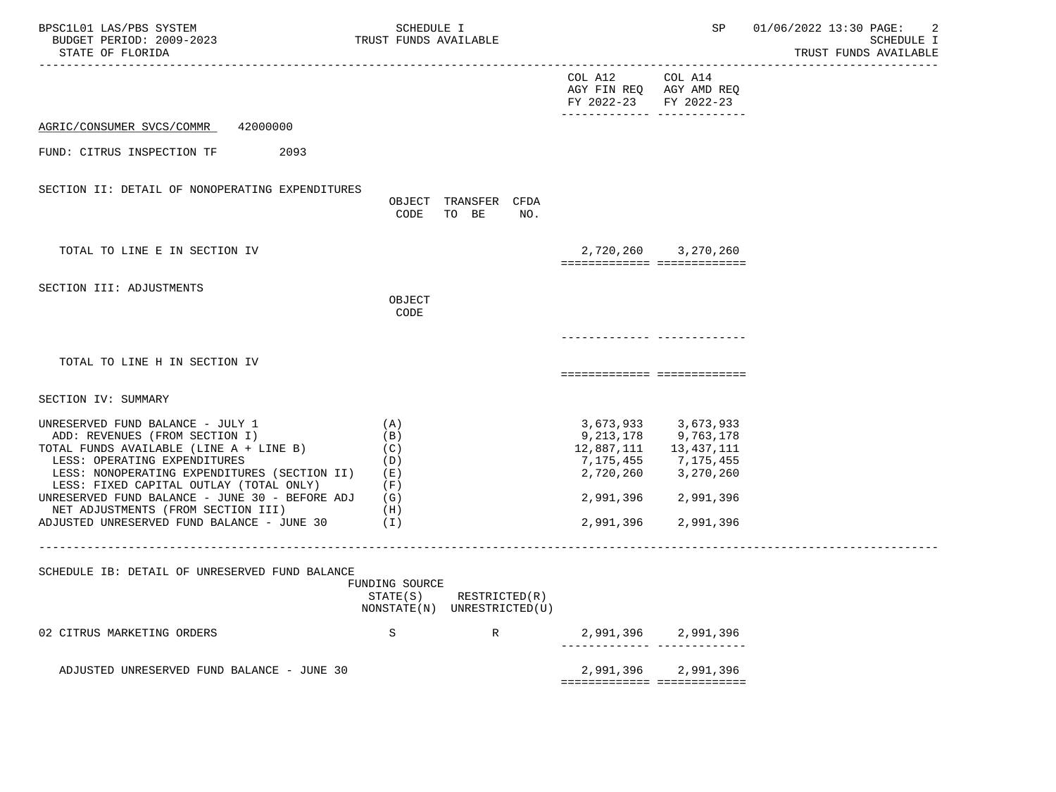COL A12 AGY FIN REQ FY 2022-23 | COL A14 AGY AMD REQ FY 2022-23

AGRIC/CONSUMER SVCS/COMMR 42000000

FUND: CITRUS INSPECTION TF 2093

## SECTION II: DETAIL OF NONOPERATING EXPENDITURES

| | OBJECT CODE | TRANSFER TO BE | CFDA NO. | COL A12 AGY FIN REQ FY 2022-23 | COL A14 AGY AMD REQ FY 2022-23 |
|---|---|---|---|---|---|
| TOTAL TO LINE E IN SECTION IV | | | | 2,720,260 | 3,270,260 |

## SECTION III: ADJUSTMENTS

| | OBJECT CODE | COL A12 AGY FIN REQ FY 2022-23 | COL A14 AGY AMD REQ FY 2022-23 |
|---|---|---|---|
| TOTAL TO LINE H IN SECTION IV | | | |

## SECTION IV: SUMMARY

| | | COL A12 AGY FIN REQ FY 2022-23 | COL A14 AGY AMD REQ FY 2022-23 |
|---|---|---|---|
| UNRESERVED FUND BALANCE - JULY 1 | (A) | 3,673,933 | 3,673,933 |
| ADD: REVENUES (FROM SECTION I) | (B) | 9,213,178 | 9,763,178 |
| TOTAL FUNDS AVAILABLE (LINE A + LINE B) | (C) | 12,887,111 | 13,437,111 |
| LESS: OPERATING EXPENDITURES | (D) | 7,175,455 | 7,175,455 |
| LESS: NONOPERATING EXPENDITURES (SECTION II) | (E) | 2,720,260 | 3,270,260 |
| LESS: FIXED CAPITAL OUTLAY (TOTAL ONLY) | (F) | | |
| UNRESERVED FUND BALANCE - JUNE 30 - BEFORE ADJ | (G) | 2,991,396 | 2,991,396 |
| NET ADJUSTMENTS (FROM SECTION III) | (H) | | |
| ADJUSTED UNRESERVED FUND BALANCE - JUNE 30 | (I) | 2,991,396 | 2,991,396 |

## SCHEDULE IB: DETAIL OF UNRESERVED FUND BALANCE

| | FUNDING SOURCE STATE(S) NONSTATE(N) | RESTRICTED(R) UNRESTRICTED(U) | COL A12 AGY FIN REQ FY 2022-23 | COL A14 AGY AMD REQ FY 2022-23 |
|---|---|---|---|---|
| 02 CITRUS MARKETING ORDERS | S | R | 2,991,396 | 2,991,396 |
| ADJUSTED UNRESERVED FUND BALANCE - JUNE 30 | | | 2,991,396 | 2,991,396 |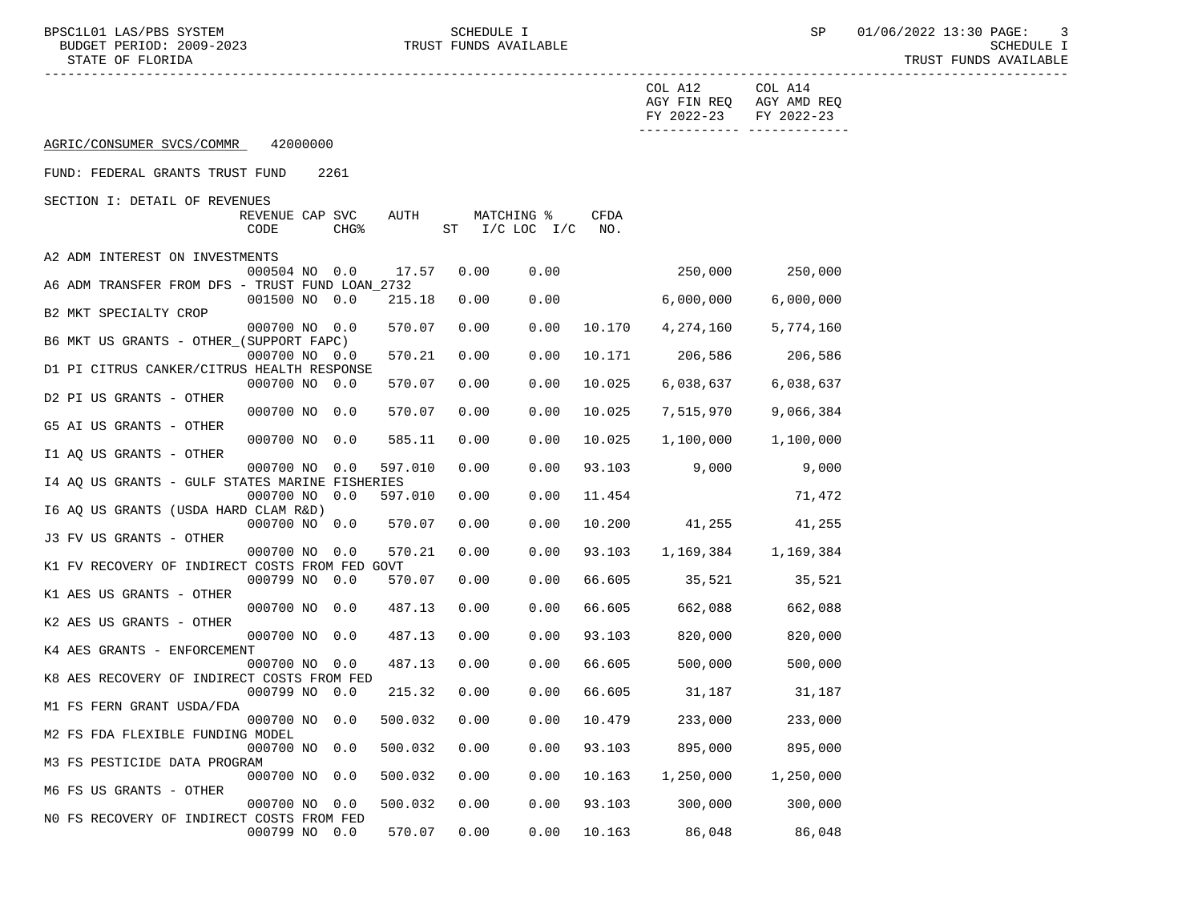COL A12 AGY FIN REQ FY 2022-23 | COL A14 AGY AMD REQ FY 2022-23

AGRIC/CONSUMER SVCS/COMMR 42000000

FUND: FEDERAL GRANTS TRUST FUND 2261

SECTION I: DETAIL OF REVENUES

| Description | REVENUE CODE | CAP | SVC CHG% | AUTH | ST | MATCHING % I/C LOC | I/C | CFDA NO. | COL A12 AGY FIN REQ FY 2022-23 | COL A14 AGY AMD REQ FY 2022-23 |
|---|---|---|---|---|---|---|---|---|---|---|
| A2 ADM INTEREST ON INVESTMENTS | 000504 | NO | 0.0 | 17.57 | | 0.00 | 0.00 | | 250,000 | 250,000 |
| A6 ADM TRANSFER FROM DFS - TRUST FUND LOAN_2732 | 001500 | NO | 0.0 | 215.18 | | 0.00 | 0.00 | | 6,000,000 | 6,000,000 |
| B2 MKT SPECIALTY CROP | 000700 | NO | 0.0 | 570.07 | | 0.00 | 0.00 | 10.170 | 4,274,160 | 5,774,160 |
| B6 MKT US GRANTS - OTHER_(SUPPORT FAPC) | 000700 | NO | 0.0 | 570.21 | | 0.00 | 0.00 | 10.171 | 206,586 | 206,586 |
| D1 PI CITRUS CANKER/CITRUS HEALTH RESPONSE | 000700 | NO | 0.0 | 570.07 | | 0.00 | 0.00 | 10.025 | 6,038,637 | 6,038,637 |
| D2 PI US GRANTS - OTHER | 000700 | NO | 0.0 | 570.07 | | 0.00 | 0.00 | 10.025 | 7,515,970 | 9,066,384 |
| G5 AI US GRANTS - OTHER | 000700 | NO | 0.0 | 585.11 | | 0.00 | 0.00 | 10.025 | 1,100,000 | 1,100,000 |
| I1 AQ US GRANTS - OTHER | 000700 | NO | 0.0 | 597.010 | | 0.00 | 0.00 | 93.103 | 9,000 | 9,000 |
| I4 AQ US GRANTS - GULF STATES MARINE FISHERIES | 000700 | NO | 0.0 | 597.010 | | 0.00 | 0.00 | 11.454 | | 71,472 |
| I6 AQ US GRANTS (USDA HARD CLAM R&D) | 000700 | NO | 0.0 | 570.07 | | 0.00 | 0.00 | 10.200 | 41,255 | 41,255 |
| J3 FV US GRANTS - OTHER | 000700 | NO | 0.0 | 570.21 | | 0.00 | 0.00 | 93.103 | 1,169,384 | 1,169,384 |
| K1 FV RECOVERY OF INDIRECT COSTS FROM FED GOVT | 000799 | NO | 0.0 | 570.07 | | 0.00 | 0.00 | 66.605 | 35,521 | 35,521 |
| K1 AES US GRANTS - OTHER | 000700 | NO | 0.0 | 487.13 | | 0.00 | 0.00 | 66.605 | 662,088 | 662,088 |
| K2 AES US GRANTS - OTHER | 000700 | NO | 0.0 | 487.13 | | 0.00 | 0.00 | 93.103 | 820,000 | 820,000 |
| K4 AES GRANTS - ENFORCEMENT | 000700 | NO | 0.0 | 487.13 | | 0.00 | 0.00 | 66.605 | 500,000 | 500,000 |
| K8 AES RECOVERY OF INDIRECT COSTS FROM FED | 000799 | NO | 0.0 | 215.32 | | 0.00 | 0.00 | 66.605 | 31,187 | 31,187 |
| M1 FS FERN GRANT USDA/FDA | 000700 | NO | 0.0 | 500.032 | | 0.00 | 0.00 | 10.479 | 233,000 | 233,000 |
| M2 FS FDA FLEXIBLE FUNDING MODEL | 000700 | NO | 0.0 | 500.032 | | 0.00 | 0.00 | 93.103 | 895,000 | 895,000 |
| M3 FS PESTICIDE DATA PROGRAM | 000700 | NO | 0.0 | 500.032 | | 0.00 | 0.00 | 10.163 | 1,250,000 | 1,250,000 |
| M6 FS US GRANTS - OTHER | 000700 | NO | 0.0 | 500.032 | | 0.00 | 0.00 | 93.103 | 300,000 | 300,000 |
| N0 FS RECOVERY OF INDIRECT COSTS FROM FED | 000799 | NO | 0.0 | 570.07 | | 0.00 | 0.00 | 10.163 | 86,048 | 86,048 |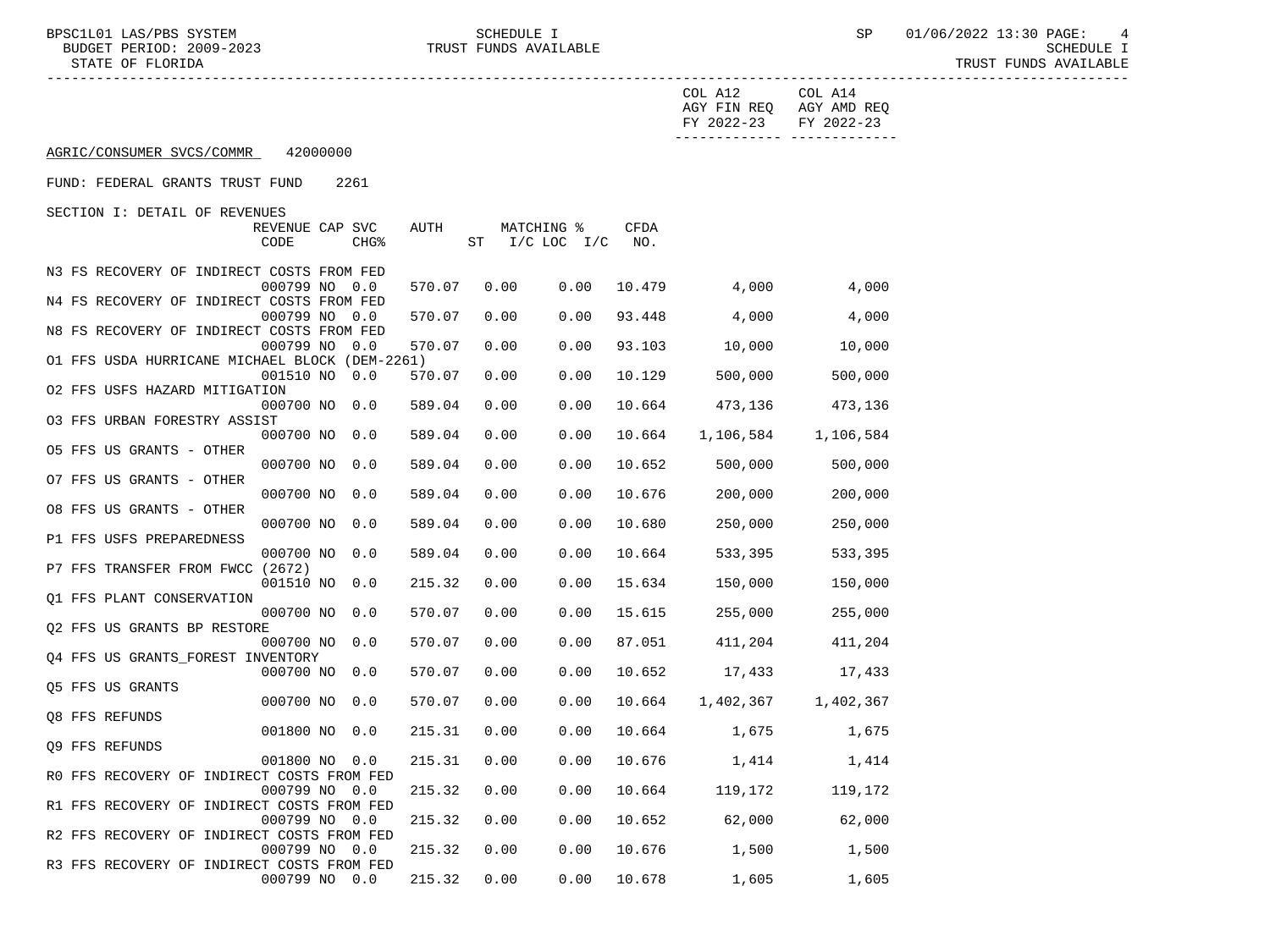COL A12 AGY FIN REQ FY 2022-23 | COL A14 AGY AMD REQ FY 2022-23

AGRIC/CONSUMER SVCS/COMMR 42000000

FUND: FEDERAL GRANTS TRUST FUND 2261

SECTION I: DETAIL OF REVENUES

| Description | REVENUE CODE | CAP | SVC CHG% | AUTH ST | MATCHING % I/C | LOC I/C | CFDA NO. | COL A12 AGY FIN REQ FY 2022-23 | COL A14 AGY AMD REQ FY 2022-23 |
|---|---|---|---|---|---|---|---|---|---|
| N3 FS RECOVERY OF INDIRECT COSTS FROM FED | 000799 | NO | 0.0 | 570.07 | 0.00 | 0.00 | 10.479 | 4,000 | 4,000 |
| N4 FS RECOVERY OF INDIRECT COSTS FROM FED | 000799 | NO | 0.0 | 570.07 | 0.00 | 0.00 | 93.448 | 4,000 | 4,000 |
| N8 FS RECOVERY OF INDIRECT COSTS FROM FED | 000799 | NO | 0.0 | 570.07 | 0.00 | 0.00 | 93.103 | 10,000 | 10,000 |
| O1 FFS USDA HURRICANE MICHAEL BLOCK (DEM-2261) | 001510 | NO | 0.0 | 570.07 | 0.00 | 0.00 | 10.129 | 500,000 | 500,000 |
| O2 FFS USFS HAZARD MITIGATION | 000700 | NO | 0.0 | 589.04 | 0.00 | 0.00 | 10.664 | 473,136 | 473,136 |
| O3 FFS URBAN FORESTRY ASSIST | 000700 | NO | 0.0 | 589.04 | 0.00 | 0.00 | 10.664 | 1,106,584 | 1,106,584 |
| O5 FFS US GRANTS - OTHER | 000700 | NO | 0.0 | 589.04 | 0.00 | 0.00 | 10.652 | 500,000 | 500,000 |
| O7 FFS US GRANTS - OTHER | 000700 | NO | 0.0 | 589.04 | 0.00 | 0.00 | 10.676 | 200,000 | 200,000 |
| O8 FFS US GRANTS - OTHER | 000700 | NO | 0.0 | 589.04 | 0.00 | 0.00 | 10.680 | 250,000 | 250,000 |
| P1 FFS USFS PREPAREDNESS | 000700 | NO | 0.0 | 589.04 | 0.00 | 0.00 | 10.664 | 533,395 | 533,395 |
| P7 FFS TRANSFER FROM FWCC (2672) | 001510 | NO | 0.0 | 215.32 | 0.00 | 0.00 | 15.634 | 150,000 | 150,000 |
| Q1 FFS PLANT CONSERVATION | 000700 | NO | 0.0 | 570.07 | 0.00 | 0.00 | 15.615 | 255,000 | 255,000 |
| Q2 FFS US GRANTS BP RESTORE | 000700 | NO | 0.0 | 570.07 | 0.00 | 0.00 | 87.051 | 411,204 | 411,204 |
| Q4 FFS US GRANTS_FOREST INVENTORY | 000700 | NO | 0.0 | 570.07 | 0.00 | 0.00 | 10.652 | 17,433 | 17,433 |
| Q5 FFS US GRANTS | 000700 | NO | 0.0 | 570.07 | 0.00 | 0.00 | 10.664 | 1,402,367 | 1,402,367 |
| Q8 FFS REFUNDS | 001800 | NO | 0.0 | 215.31 | 0.00 | 0.00 | 10.664 | 1,675 | 1,675 |
| Q9 FFS REFUNDS | 001800 | NO | 0.0 | 215.31 | 0.00 | 0.00 | 10.676 | 1,414 | 1,414 |
| R0 FFS RECOVERY OF INDIRECT COSTS FROM FED | 000799 | NO | 0.0 | 215.32 | 0.00 | 0.00 | 10.664 | 119,172 | 119,172 |
| R1 FFS RECOVERY OF INDIRECT COSTS FROM FED | 000799 | NO | 0.0 | 215.32 | 0.00 | 0.00 | 10.652 | 62,000 | 62,000 |
| R2 FFS RECOVERY OF INDIRECT COSTS FROM FED | 000799 | NO | 0.0 | 215.32 | 0.00 | 0.00 | 10.676 | 1,500 | 1,500 |
| R3 FFS RECOVERY OF INDIRECT COSTS FROM FED | 000799 | NO | 0.0 | 215.32 | 0.00 | 0.00 | 10.678 | 1,605 | 1,605 |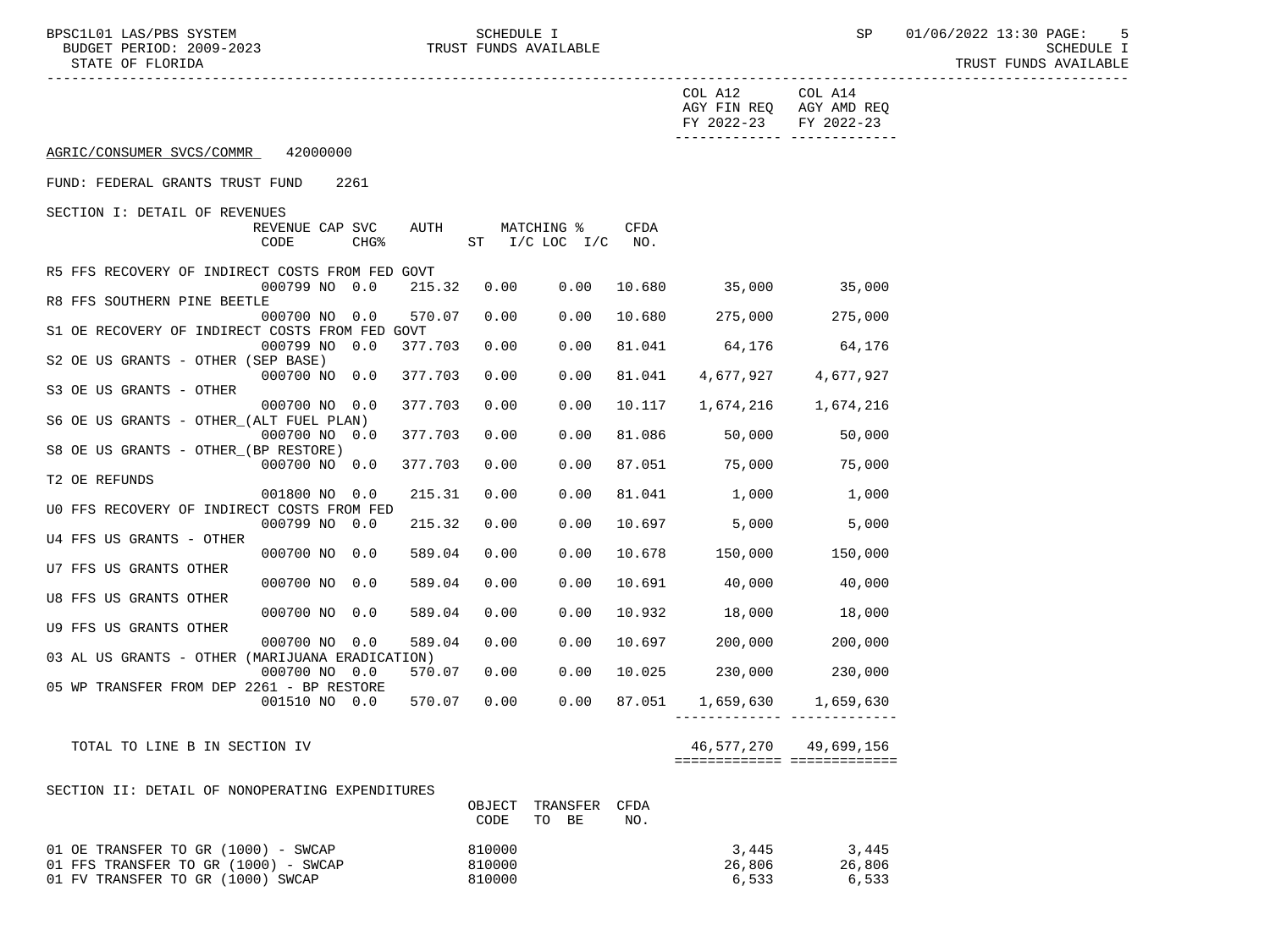COL A12 AGY FIN REQ FY 2022-23 | COL A14 AGY AMD REQ FY 2022-23

AGRIC/CONSUMER SVCS/COMMR 42000000

FUND: FEDERAL GRANTS TRUST FUND 2261

SECTION I: DETAIL OF REVENUES

| | REVENUE CODE | CAP | SVC CHG% | AUTH | MATCHING % ST | I/C | LOC I/C | CFDA NO. | COL A12 AGY FIN REQ FY 2022-23 | COL A14 AGY AMD REQ FY 2022-23 |
|---|---|---|---|---|---|---|---|---|---|---|
| R5 FFS RECOVERY OF INDIRECT COSTS FROM FED GOVT | 000799 | NO | 0.0 | 215.32 | 0.00 | | 0.00 | 10.680 | 35,000 | 35,000 |
| R8 FFS SOUTHERN PINE BEETLE | 000700 | NO | 0.0 | 570.07 | 0.00 | | 0.00 | 10.680 | 275,000 | 275,000 |
| S1 OE RECOVERY OF INDIRECT COSTS FROM FED GOVT | 000799 | NO | 0.0 | 377.703 | 0.00 | | 0.00 | 81.041 | 64,176 | 64,176 |
| S2 OE US GRANTS - OTHER (SEP BASE) | 000700 | NO | 0.0 | 377.703 | 0.00 | | 0.00 | 81.041 | 4,677,927 | 4,677,927 |
| S3 OE US GRANTS - OTHER | 000700 | NO | 0.0 | 377.703 | 0.00 | | 0.00 | 10.117 | 1,674,216 | 1,674,216 |
| S6 OE US GRANTS - OTHER_(ALT FUEL PLAN) | 000700 | NO | 0.0 | 377.703 | 0.00 | | 0.00 | 81.086 | 50,000 | 50,000 |
| S8 OE US GRANTS - OTHER_(BP RESTORE) | 000700 | NO | 0.0 | 377.703 | 0.00 | | 0.00 | 87.051 | 75,000 | 75,000 |
| T2 OE REFUNDS | 001800 | NO | 0.0 | 215.31 | 0.00 | | 0.00 | 81.041 | 1,000 | 1,000 |
| U0 FFS RECOVERY OF INDIRECT COSTS FROM FED | 000799 | NO | 0.0 | 215.32 | 0.00 | | 0.00 | 10.697 | 5,000 | 5,000 |
| U4 FFS US GRANTS - OTHER | 000700 | NO | 0.0 | 589.04 | 0.00 | | 0.00 | 10.678 | 150,000 | 150,000 |
| U7 FFS US GRANTS OTHER | 000700 | NO | 0.0 | 589.04 | 0.00 | | 0.00 | 10.691 | 40,000 | 40,000 |
| U8 FFS US GRANTS OTHER | 000700 | NO | 0.0 | 589.04 | 0.00 | | 0.00 | 10.932 | 18,000 | 18,000 |
| U9 FFS US GRANTS OTHER | 000700 | NO | 0.0 | 589.04 | 0.00 | | 0.00 | 10.697 | 200,000 | 200,000 |
| 03 AL US GRANTS - OTHER (MARIJUANA ERADICATION) | 000700 | NO | 0.0 | 570.07 | 0.00 | | 0.00 | 10.025 | 230,000 | 230,000 |
| 05 WP TRANSFER FROM DEP 2261 - BP RESTORE | 001510 | NO | 0.0 | 570.07 | 0.00 | | 0.00 | 87.051 | 1,659,630 | 1,659,630 |
| TOTAL TO LINE B IN SECTION IV | | | | | | | | | 46,577,270 | 49,699,156 |

SECTION II: DETAIL OF NONOPERATING EXPENDITURES

| | OBJECT CODE | TRANSFER TO BE | CFDA NO. | COL A12 AGY FIN REQ FY 2022-23 | COL A14 AGY AMD REQ FY 2022-23 |
|---|---|---|---|---|---|
| 01 OE TRANSFER TO GR (1000) - SWCAP | 810000 | | | 3,445 | 3,445 |
| 01 FFS TRANSFER TO GR (1000) - SWCAP | 810000 | | | 26,806 | 26,806 |
| 01 FV TRANSFER TO GR (1000) SWCAP | 810000 | | | 6,533 | 6,533 |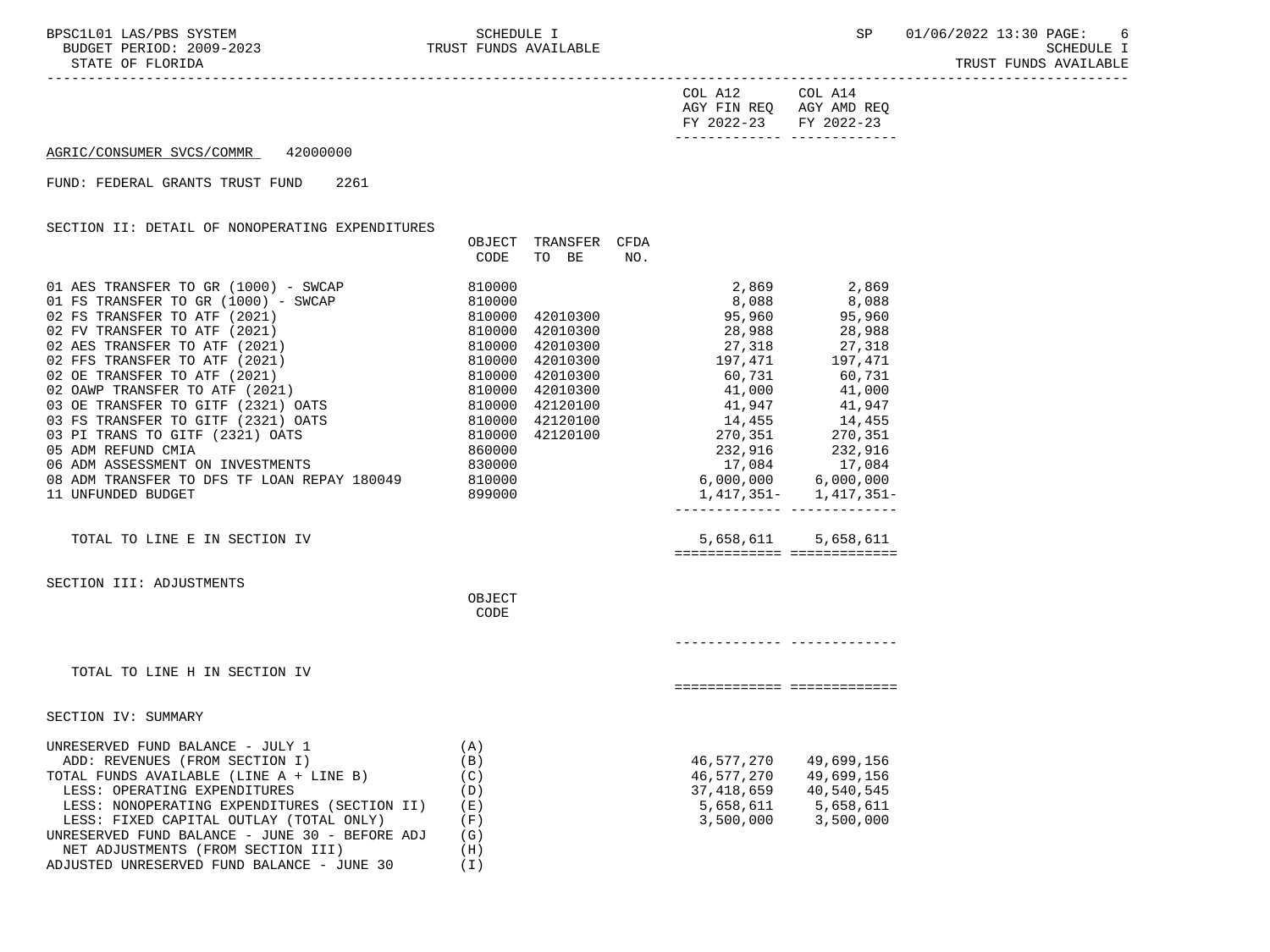COL A12 AGY FIN REQ FY 2022-23 | COL A14 AGY AMD REQ FY 2022-23

AGRIC/CONSUMER SVCS/COMMR 42000000

FUND: FEDERAL GRANTS TRUST FUND 2261

SECTION II: DETAIL OF NONOPERATING EXPENDITURES

| | OBJECT CODE | TRANSFER TO BE | CFDA NO. | COL A12 AGY FIN REQ FY 2022-23 | COL A14 AGY AMD REQ FY 2022-23 |
|---|---|---|---|---|---|
| 01 AES TRANSFER TO GR (1000) - SWCAP | 810000 | | | 2,869 | 2,869 |
| 01 FS TRANSFER TO GR (1000) - SWCAP | 810000 | | | 8,088 | 8,088 |
| 02 FS TRANSFER TO ATF (2021) | 810000 | 42010300 | | 95,960 | 95,960 |
| 02 FV TRANSFER TO ATF (2021) | 810000 | 42010300 | | 28,988 | 28,988 |
| 02 AES TRANSFER TO ATF (2021) | 810000 | 42010300 | | 27,318 | 27,318 |
| 02 FFS TRANSFER TO ATF (2021) | 810000 | 42010300 | | 197,471 | 197,471 |
| 02 OE TRANSFER TO ATF (2021) | 810000 | 42010300 | | 60,731 | 60,731 |
| 02 OAWP TRANSFER TO ATF (2021) | 810000 | 42010300 | | 41,000 | 41,000 |
| 03 OE TRANSFER TO GITF (2321) OATS | 810000 | 42120100 | | 41,947 | 41,947 |
| 03 FS TRANSFER TO GITF (2321) OATS | 810000 | 42120100 | | 14,455 | 14,455 |
| 03 PI TRANS TO GITF (2321) OATS | 810000 | 42120100 | | 270,351 | 270,351 |
| 05 ADM REFUND CMIA | 860000 | | | 232,916 | 232,916 |
| 06 ADM ASSESSMENT ON INVESTMENTS | 830000 | | | 17,084 | 17,084 |
| 08 ADM TRANSFER TO DFS TF LOAN REPAY 180049 | 810000 | | | 6,000,000 | 6,000,000 |
| 11 UNFUNDED BUDGET | 899000 | | | 1,417,351- | 1,417,351- |
| TOTAL TO LINE E IN SECTION IV | | | | 5,658,611 | 5,658,611 |

SECTION III: ADJUSTMENTS

| | OBJECT CODE | COL A12 | COL A14 |
|---|---|---|---|
| TOTAL TO LINE H IN SECTION IV | | | |

SECTION IV: SUMMARY

| | | COL A12 AGY FIN REQ FY 2022-23 | COL A14 AGY AMD REQ FY 2022-23 |
|---|---|---|---|
| UNRESERVED FUND BALANCE - JULY 1 | (A) | | |
| ADD: REVENUES (FROM SECTION I) | (B) | 46,577,270 | 49,699,156 |
| TOTAL FUNDS AVAILABLE (LINE A + LINE B) | (C) | 46,577,270 | 49,699,156 |
| LESS: OPERATING EXPENDITURES | (D) | 37,418,659 | 40,540,545 |
| LESS: NONOPERATING EXPENDITURES (SECTION II) | (E) | 5,658,611 | 5,658,611 |
| LESS: FIXED CAPITAL OUTLAY (TOTAL ONLY) | (F) | 3,500,000 | 3,500,000 |
| UNRESERVED FUND BALANCE - JUNE 30 - BEFORE ADJ | (G) | | |
| NET ADJUSTMENTS (FROM SECTION III) | (H) | | |
| ADJUSTED UNRESERVED FUND BALANCE - JUNE 30 | (I) | | |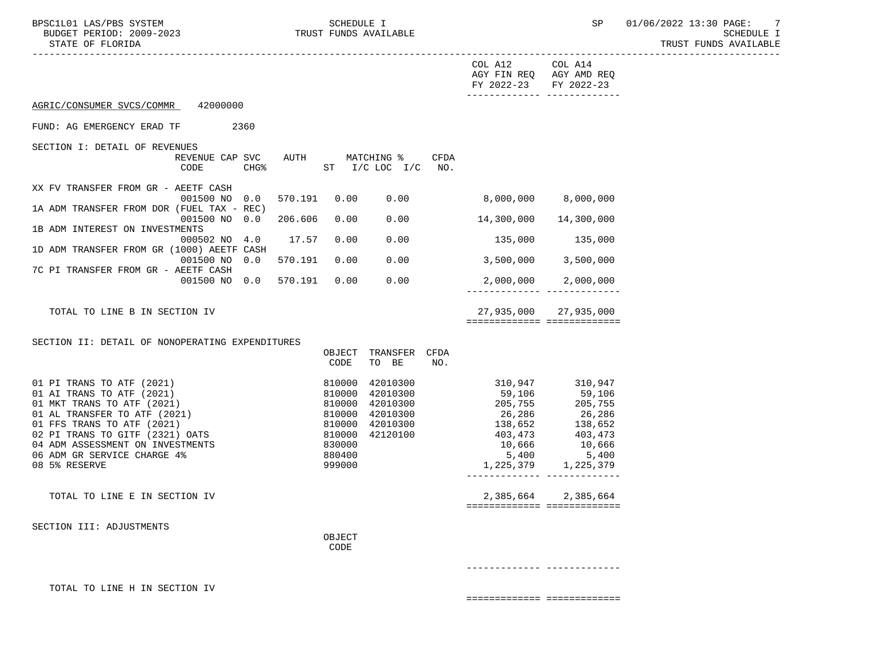SCHEDULE I
TRUST FUNDS AVAILABLE

BPSC1L01 LAS/PBS SYSTEM
BUDGET PERIOD: 2009-2023
STATE OF FLORIDA

| | COL A12 AGY FIN REQ FY 2022-23 | COL A14 AGY AMD REQ FY 2022-23 |
|---|---|---|

AGRIC/CONSUMER SVCS/COMMR 42000000

FUND: AG EMERGENCY ERAD TF 2360

SECTION I: DETAIL OF REVENUES

| Description | REVENUE CODE | CAP | SVC CHG% | AUTH ST | MATCHING % I/C LOC | I/C | CFDA NO. | COL A12 AGY FIN REQ FY 2022-23 | COL A14 AGY AMD REQ FY 2022-23 |
|---|---|---|---|---|---|---|---|---|---|
| XX FV TRANSFER FROM GR - AEETF CASH | 001500 | NO | 0.0 | 570.191 | 0.00 | 0.00 | | 8,000,000 | 8,000,000 |
| 1A ADM TRANSFER FROM DOR (FUEL TAX - REC) | 001500 | NO | 0.0 | 206.606 | 0.00 | 0.00 | | 14,300,000 | 14,300,000 |
| 1B ADM INTEREST ON INVESTMENTS | 000502 | NO | 4.0 | 17.57 | 0.00 | 0.00 | | 135,000 | 135,000 |
| 1D ADM TRANSFER FROM GR (1000) AEETF CASH | 001500 | NO | 0.0 | 570.191 | 0.00 | 0.00 | | 3,500,000 | 3,500,000 |
| 7C PI TRANSFER FROM GR - AEETF CASH | 001500 | NO | 0.0 | 570.191 | 0.00 | 0.00 | | 2,000,000 | 2,000,000 |
| TOTAL TO LINE B IN SECTION IV | | | | | | | | 27,935,000 | 27,935,000 |

SECTION II: DETAIL OF NONOPERATING EXPENDITURES

| Description | OBJECT CODE | TRANSFER TO BE | CFDA NO. | COL A12 AGY FIN REQ FY 2022-23 | COL A14 AGY AMD REQ FY 2022-23 |
|---|---|---|---|---|---|
| 01 PI TRANS TO ATF (2021) | 810000 | 42010300 | | 310,947 | 310,947 |
| 01 AI TRANS TO ATF (2021) | 810000 | 42010300 | | 59,106 | 59,106 |
| 01 MKT TRANS TO ATF (2021) | 810000 | 42010300 | | 205,755 | 205,755 |
| 01 AL TRANSFER TO ATF (2021) | 810000 | 42010300 | | 26,286 | 26,286 |
| 01 FFS TRANS TO ATF (2021) | 810000 | 42010300 | | 138,652 | 138,652 |
| 02 PI TRANS TO GITF (2321) OATS | 810000 | 42120100 | | 403,473 | 403,473 |
| 04 ADM ASSESSMENT ON INVESTMENTS | 830000 | | | 10,666 | 10,666 |
| 06 ADM GR SERVICE CHARGE 4% | 880400 | | | 5,400 | 5,400 |
| 08 5% RESERVE | 999000 | | | 1,225,379 | 1,225,379 |
| TOTAL TO LINE E IN SECTION IV | | | | 2,385,664 | 2,385,664 |

SECTION III: ADJUSTMENTS

| Description | OBJECT CODE | COL A12 AGY FIN REQ FY 2022-23 | COL A14 AGY AMD REQ FY 2022-23 |
|---|---|---|---|
| TOTAL TO LINE H IN SECTION IV | | | |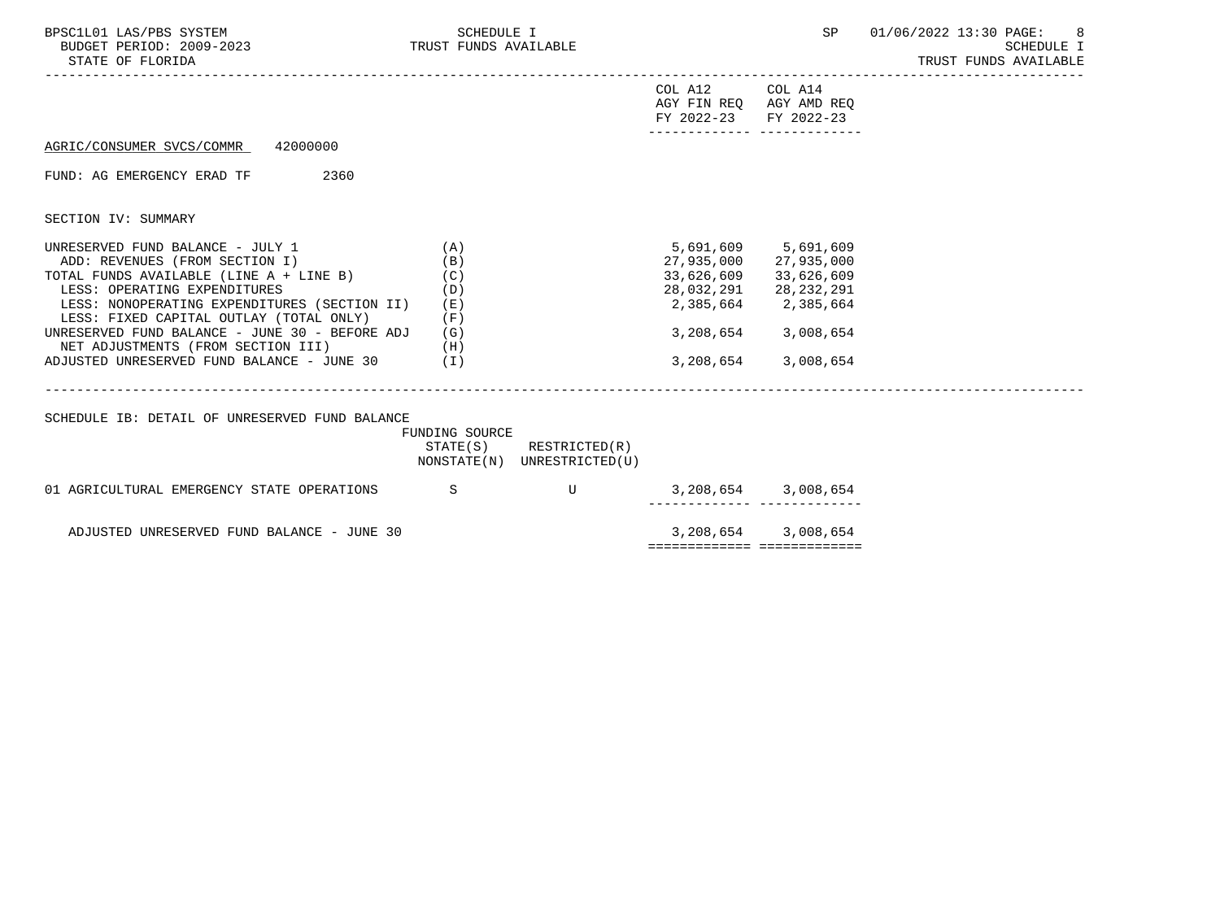AGRIC/CONSUMER SVCS/COMMR 42000000

FUND: AG EMERGENCY ERAD TF 2360

SECTION IV: SUMMARY

| | | COL A12 AGY FIN REQ FY 2022-23 | COL A14 AGY AMD REQ FY 2022-23 |
|---|---|---|---|
| UNRESERVED FUND BALANCE - JULY 1 | (A) | 5,691,609 | 5,691,609 |
| ADD: REVENUES (FROM SECTION I) | (B) | 27,935,000 | 27,935,000 |
| TOTAL FUNDS AVAILABLE (LINE A + LINE B) | (C) | 33,626,609 | 33,626,609 |
| LESS: OPERATING EXPENDITURES | (D) | 28,032,291 | 28,232,291 |
| LESS: NONOPERATING EXPENDITURES (SECTION II) | (E) | 2,385,664 | 2,385,664 |
| LESS: FIXED CAPITAL OUTLAY (TOTAL ONLY) | (F) | | |
| UNRESERVED FUND BALANCE - JUNE 30 - BEFORE ADJ | (G) | 3,208,654 | 3,008,654 |
| NET ADJUSTMENTS (FROM SECTION III) | (H) | | |
| ADJUSTED UNRESERVED FUND BALANCE - JUNE 30 | (I) | 3,208,654 | 3,008,654 |

SCHEDULE IB: DETAIL OF UNRESERVED FUND BALANCE

| | FUNDING SOURCE STATE(S) NONSTATE(N) | RESTRICTED(R) UNRESTRICTED(U) | COL A12 | COL A14 |
|---|---|---|---|---|
| 01 AGRICULTURAL EMERGENCY STATE OPERATIONS | S | U | 3,208,654 | 3,008,654 |
| ADJUSTED UNRESERVED FUND BALANCE - JUNE 30 | | | 3,208,654 | 3,008,654 |